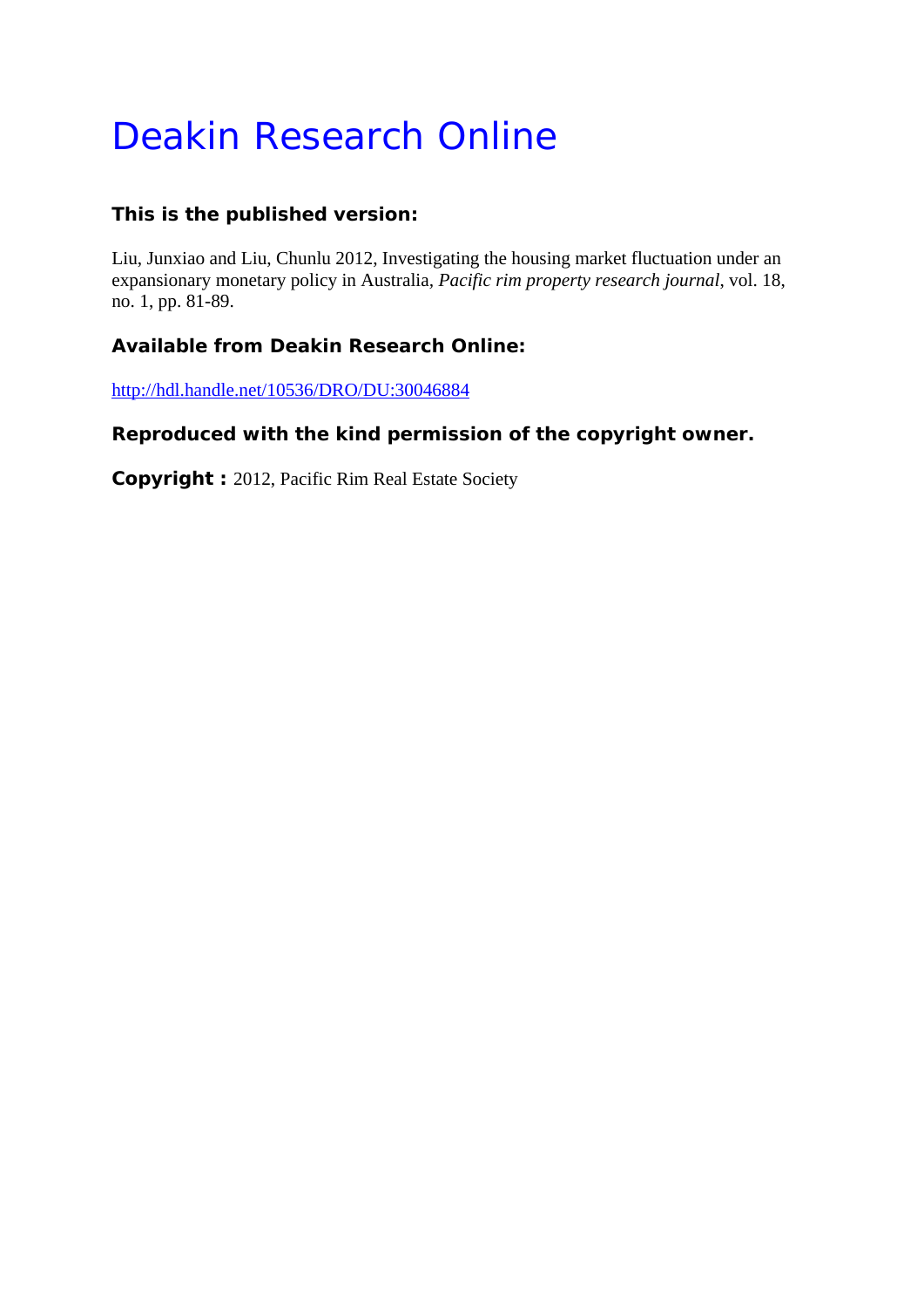# Deakin Research Online

**This is the published version:**

Liu, Junxiao and Liu, Chunlu 2012, Investigating the housing market fluctuation under an expansionary monetary policy in Australia, *Pacific rim property research journal*, vol. 18, no. 1, pp. 81-89.

**Available from Deakin Research Online:**

http://hdl.handle.net/10536/DRO/DU:30046884

**Reproduced with the kind permission of the copyright owner.**

**Copyright :** 2012, Pacific Rim Real Estate Society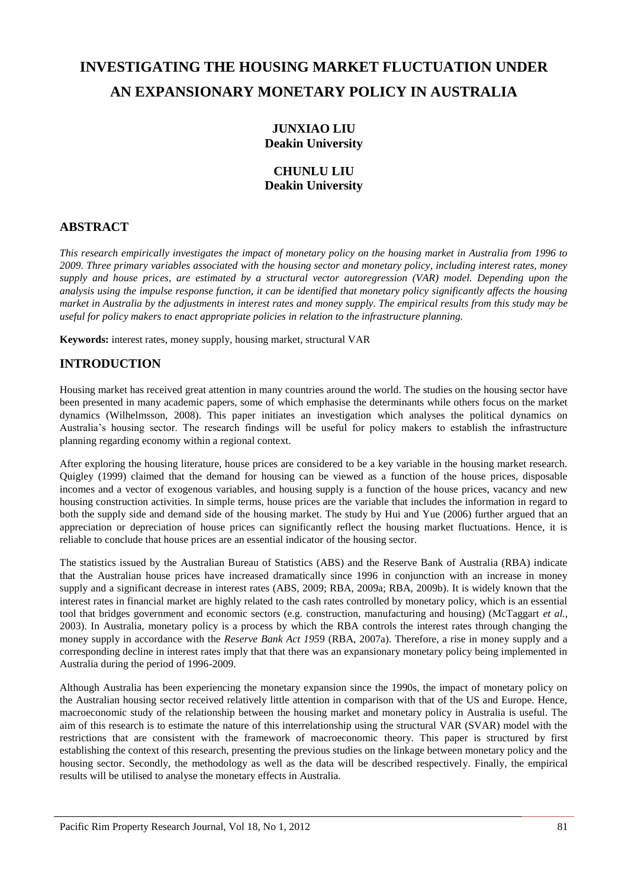# INVESTIGATING THE HOUSING MARKET FLUCTUATION UNDER AN EXPANSIONARY MONETARY POLICY IN AUSTRALIA

**JUNXIAO LIU**
**Deakin University**

**CHUNLU LIU**
**Deakin University**

## ABSTRACT

*This research empirically investigates the impact of monetary policy on the housing market in Australia from 1996 to 2009. Three primary variables associated with the housing sector and monetary policy, including interest rates, money supply and house prices, are estimated by a structural vector autoregression (VAR) model. Depending upon the analysis using the impulse response function, it can be identified that monetary policy significantly affects the housing market in Australia by the adjustments in interest rates and money supply. The empirical results from this study may be useful for policy makers to enact appropriate policies in relation to the infrastructure planning.*

**Keywords:** interest rates, money supply, housing market, structural VAR

## INTRODUCTION

Housing market has received great attention in many countries around the world. The studies on the housing sector have been presented in many academic papers, some of which emphasise the determinants while others focus on the market dynamics (Wilhelmsson, 2008). This paper initiates an investigation which analyses the political dynamics on Australia's housing sector. The research findings will be useful for policy makers to establish the infrastructure planning regarding economy within a regional context.

After exploring the housing literature, house prices are considered to be a key variable in the housing market research. Quigley (1999) claimed that the demand for housing can be viewed as a function of the house prices, disposable incomes and a vector of exogenous variables, and housing supply is a function of the house prices, vacancy and new housing construction activities. In simple terms, house prices are the variable that includes the information in regard to both the supply side and demand side of the housing market. The study by Hui and Yue (2006) further argued that an appreciation or depreciation of house prices can significantly reflect the housing market fluctuations. Hence, it is reliable to conclude that house prices are an essential indicator of the housing sector.

The statistics issued by the Australian Bureau of Statistics (ABS) and the Reserve Bank of Australia (RBA) indicate that the Australian house prices have increased dramatically since 1996 in conjunction with an increase in money supply and a significant decrease in interest rates (ABS, 2009; RBA, 2009a; RBA, 2009b). It is widely known that the interest rates in financial market are highly related to the cash rates controlled by monetary policy, which is an essential tool that bridges government and economic sectors (e.g. construction, manufacturing and housing) (McTaggart *et al.*, 2003). In Australia, monetary policy is a process by which the RBA controls the interest rates through changing the money supply in accordance with the *Reserve Bank Act 195*9 (RBA, 2007a). Therefore, a rise in money supply and a corresponding decline in interest rates imply that that there was an expansionary monetary policy being implemented in Australia during the period of 1996-2009.

Although Australia has been experiencing the monetary expansion since the 1990s, the impact of monetary policy on the Australian housing sector received relatively little attention in comparison with that of the US and Europe. Hence, macroeconomic study of the relationship between the housing market and monetary policy in Australia is useful. The aim of this research is to estimate the nature of this interrelationship using the structural VAR (SVAR) model with the restrictions that are consistent with the framework of macroeconomic theory. This paper is structured by first establishing the context of this research, presenting the previous studies on the linkage between monetary policy and the housing sector. Secondly, the methodology as well as the data will be described respectively. Finally, the empirical results will be utilised to analyse the monetary effects in Australia.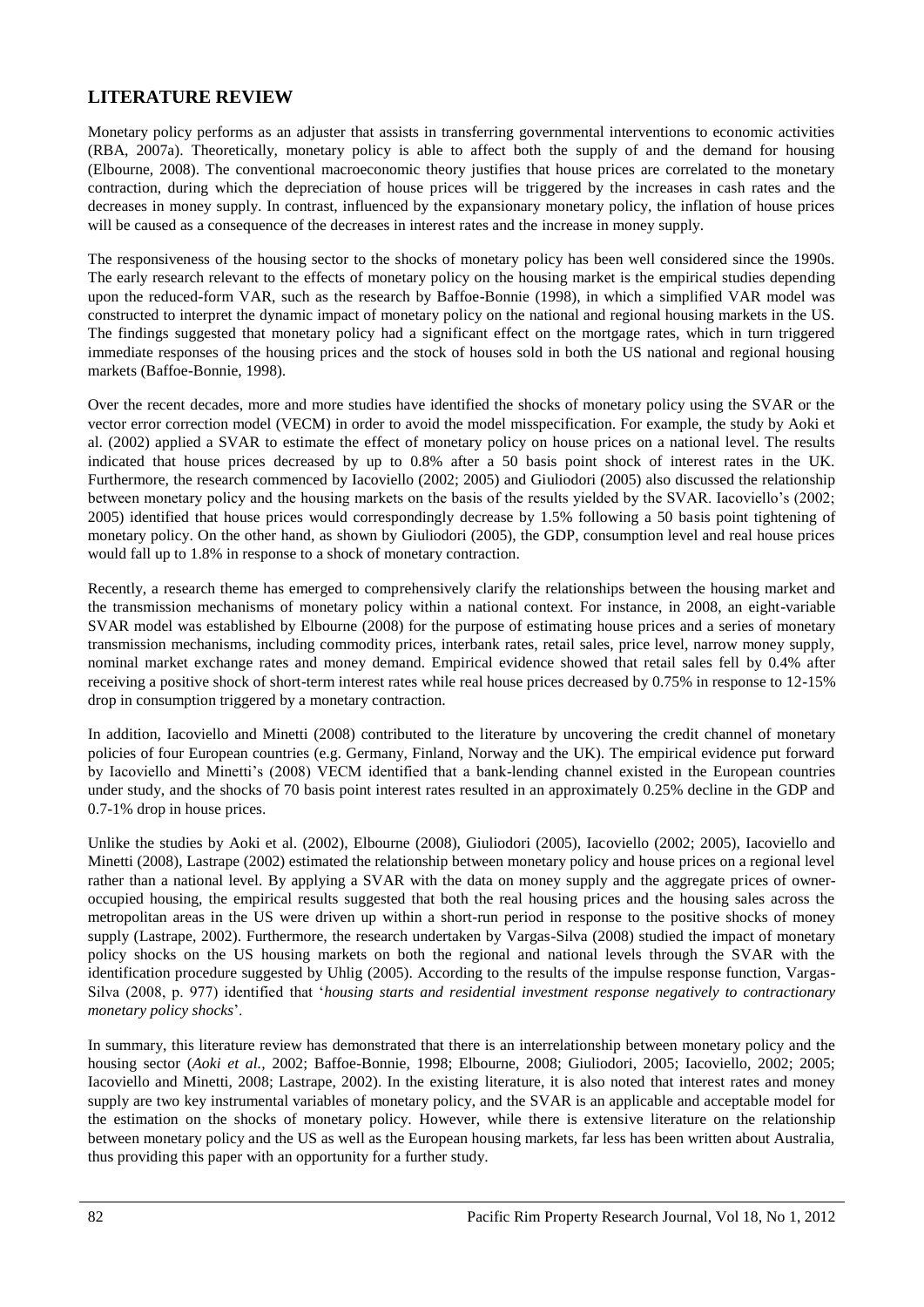## LITERATURE REVIEW

Monetary policy performs as an adjuster that assists in transferring governmental interventions to economic activities (RBA, 2007a). Theoretically, monetary policy is able to affect both the supply of and the demand for housing (Elbourne, 2008). The conventional macroeconomic theory justifies that house prices are correlated to the monetary contraction, during which the depreciation of house prices will be triggered by the increases in cash rates and the decreases in money supply. In contrast, influenced by the expansionary monetary policy, the inflation of house prices will be caused as a consequence of the decreases in interest rates and the increase in money supply.

The responsiveness of the housing sector to the shocks of monetary policy has been well considered since the 1990s. The early research relevant to the effects of monetary policy on the housing market is the empirical studies depending upon the reduced-form VAR, such as the research by Baffoe-Bonnie (1998), in which a simplified VAR model was constructed to interpret the dynamic impact of monetary policy on the national and regional housing markets in the US. The findings suggested that monetary policy had a significant effect on the mortgage rates, which in turn triggered immediate responses of the housing prices and the stock of houses sold in both the US national and regional housing markets (Baffoe-Bonnie, 1998).

Over the recent decades, more and more studies have identified the shocks of monetary policy using the SVAR or the vector error correction model (VECM) in order to avoid the model misspecification. For example, the study by Aoki et al. (2002) applied a SVAR to estimate the effect of monetary policy on house prices on a national level. The results indicated that house prices decreased by up to 0.8% after a 50 basis point shock of interest rates in the UK. Furthermore, the research commenced by Iacoviello (2002; 2005) and Giuliodori (2005) also discussed the relationship between monetary policy and the housing markets on the basis of the results yielded by the SVAR. Iacoviello's (2002; 2005) identified that house prices would correspondingly decrease by 1.5% following a 50 basis point tightening of monetary policy. On the other hand, as shown by Giuliodori (2005), the GDP, consumption level and real house prices would fall up to 1.8% in response to a shock of monetary contraction.

Recently, a research theme has emerged to comprehensively clarify the relationships between the housing market and the transmission mechanisms of monetary policy within a national context. For instance, in 2008, an eight-variable SVAR model was established by Elbourne (2008) for the purpose of estimating house prices and a series of monetary transmission mechanisms, including commodity prices, interbank rates, retail sales, price level, narrow money supply, nominal market exchange rates and money demand. Empirical evidence showed that retail sales fell by 0.4% after receiving a positive shock of short-term interest rates while real house prices decreased by 0.75% in response to 12-15% drop in consumption triggered by a monetary contraction.

In addition, Iacoviello and Minetti (2008) contributed to the literature by uncovering the credit channel of monetary policies of four European countries (e.g. Germany, Finland, Norway and the UK). The empirical evidence put forward by Iacoviello and Minetti's (2008) VECM identified that a bank-lending channel existed in the European countries under study, and the shocks of 70 basis point interest rates resulted in an approximately 0.25% decline in the GDP and 0.7-1% drop in house prices.

Unlike the studies by Aoki et al. (2002), Elbourne (2008), Giuliodori (2005), Iacoviello (2002; 2005), Iacoviello and Minetti (2008), Lastrape (2002) estimated the relationship between monetary policy and house prices on a regional level rather than a national level. By applying a SVAR with the data on money supply and the aggregate prices of owner-occupied housing, the empirical results suggested that both the real housing prices and the housing sales across the metropolitan areas in the US were driven up within a short-run period in response to the positive shocks of money supply (Lastrape, 2002). Furthermore, the research undertaken by Vargas-Silva (2008) studied the impact of monetary policy shocks on the US housing markets on both the regional and national levels through the SVAR with the identification procedure suggested by Uhlig (2005). According to the results of the impulse response function, Vargas-Silva (2008, p. 977) identified that '*housing starts and residential investment response negatively to contractionary monetary policy shocks*'.

In summary, this literature review has demonstrated that there is an interrelationship between monetary policy and the housing sector (*Aoki et al.,* 2002; Baffoe-Bonnie, 1998; Elbourne, 2008; Giuliodori, 2005; Iacoviello, 2002; 2005; Iacoviello and Minetti, 2008; Lastrape, 2002). In the existing literature, it is also noted that interest rates and money supply are two key instrumental variables of monetary policy, and the SVAR is an applicable and acceptable model for the estimation on the shocks of monetary policy. However, while there is extensive literature on the relationship between monetary policy and the US as well as the European housing markets, far less has been written about Australia, thus providing this paper with an opportunity for a further study.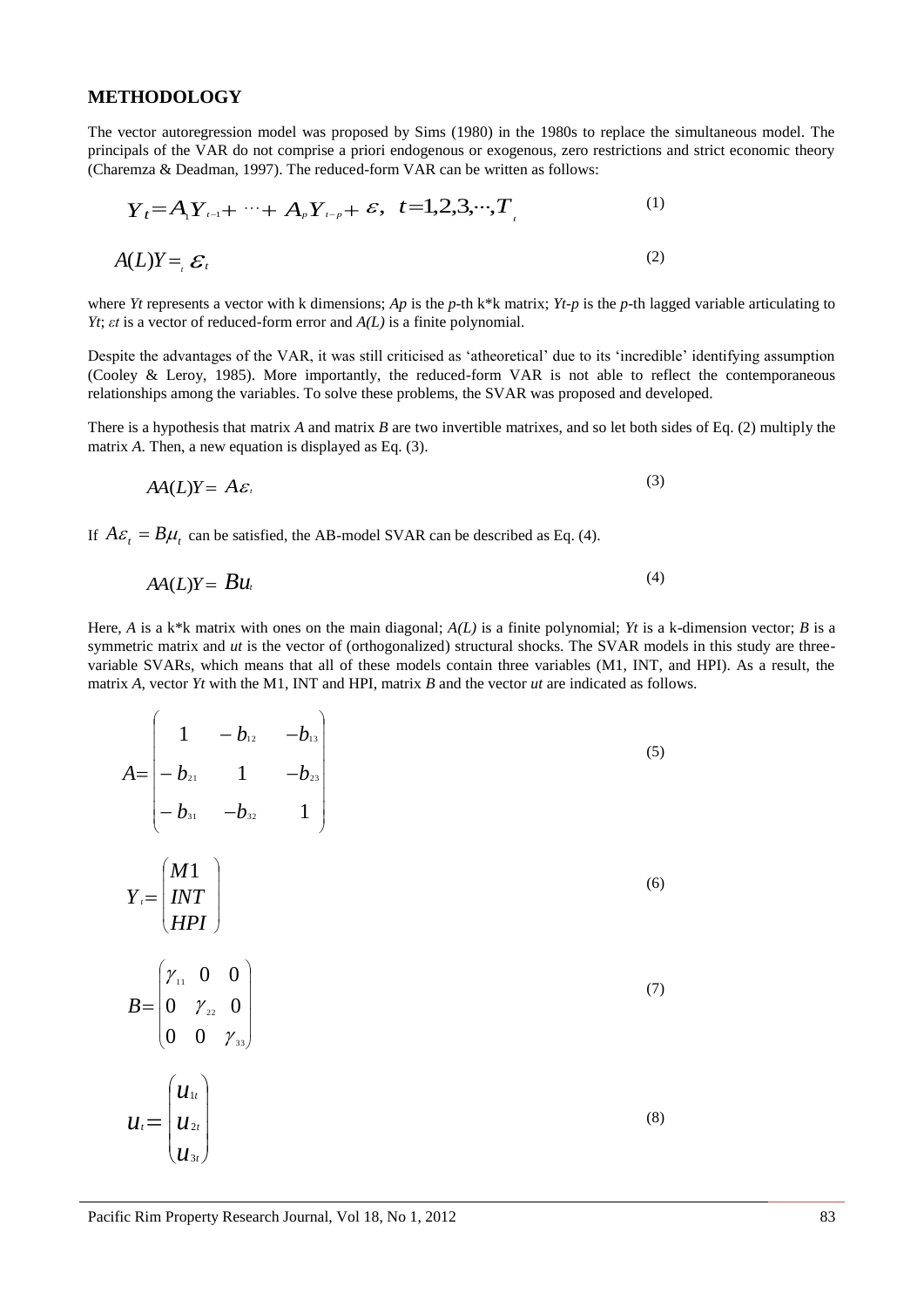## METHODOLOGY

The vector autoregression model was proposed by Sims (1980) in the 1980s to replace the simultaneous model. The principals of the VAR do not comprise a priori endogenous or exogenous, zero restrictions and strict economic theory (Charemza & Deadman, 1997). The reduced-form VAR can be written as follows:

$$Y_t = A_1 Y_{t-1} + \cdots + A_p Y_{t-p} + \varepsilon, \ \ t = 1,2,3,\cdots,T_t \tag{1}$$

$$A(L)Y =_t \varepsilon_t \tag{2}$$

where $Y_t$ represents a vector with k dimensions; $A_p$ is the *p*-th k*k matrix; $Y_{t-p}$ is the *p*-th lagged variable articulating to $Y_t$; $\varepsilon_t$ is a vector of reduced-form error and $A(L)$ is a finite polynomial.

Despite the advantages of the VAR, it was still criticised as 'atheoretical' due to its 'incredible' identifying assumption (Cooley & Leroy, 1985). More importantly, the reduced-form VAR is not able to reflect the contemporaneous relationships among the variables. To solve these problems, the SVAR was proposed and developed.

There is a hypothesis that matrix *A* and matrix *B* are two invertible matrixes, and so let both sides of Eq. (2) multiply the matrix *A*. Then, a new equation is displayed as Eq. (3).

$$AA(L)Y = A\varepsilon_t \tag{3}$$

If $A\varepsilon_t = B\mu_t$ can be satisfied, the AB-model SVAR can be described as Eq. (4).

$$AA(L)Y = Bu_t \tag{4}$$

Here, *A* is a k*k matrix with ones on the main diagonal; $A(L)$ is a finite polynomial; $Y_t$ is a k-dimension vector; *B* is a symmetric matrix and $u_t$ is the vector of (orthogonalized) structural shocks. The SVAR models in this study are three-variable SVARs, which means that all of these models contain three variables (M1, INT, and HPI). As a result, the matrix *A*, vector $Y_t$ with the M1, INT and HPI, matrix *B* and the vector $u_t$ are indicated as follows.

$$A = \begin{pmatrix} 1 & -b_{12} & -b_{13} \\ -b_{21} & 1 & -b_{23} \\ -b_{31} & -b_{32} & 1 \end{pmatrix} \tag{5}$$

$$Y_t = \begin{pmatrix} M1 \\ INT \\ HPI \end{pmatrix} \tag{6}$$

$$B = \begin{pmatrix} \gamma_{11} & 0 & 0 \\ 0 & \gamma_{22} & 0 \\ 0 & 0 & \gamma_{33} \end{pmatrix} \tag{7}$$

$$u_t = \begin{pmatrix} u_{1t} \\ u_{2t} \\ u_{3t} \end{pmatrix} \tag{8}$$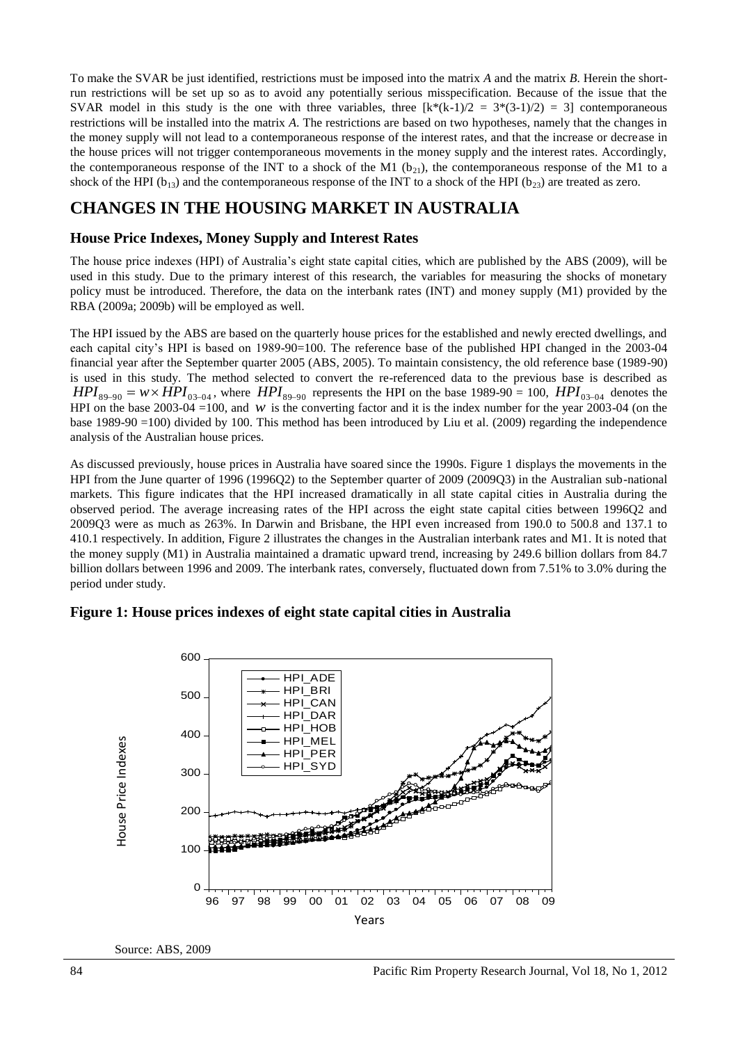To make the SVAR be just identified, restrictions must be imposed into the matrix *A* and the matrix *B*. Herein the short-run restrictions will be set up so as to avoid any potentially serious misspecification. Because of the issue that the SVAR model in this study is the one with three variables, three [$k*(k-1)/2 = 3*(3-1)/2 = 3$] contemporaneous restrictions will be installed into the matrix *A*. The restrictions are based on two hypotheses, namely that the changes in the money supply will not lead to a contemporaneous response of the interest rates, and that the increase or decrease in the house prices will not trigger contemporaneous movements in the money supply and the interest rates. Accordingly, the contemporaneous response of the INT to a shock of the M1 ($b_{21}$), the contemporaneous response of the M1 to a shock of the HPI ($b_{13}$) and the contemporaneous response of the INT to a shock of the HPI ($b_{23}$) are treated as zero.

# CHANGES IN THE HOUSING MARKET IN AUSTRALIA

## House Price Indexes, Money Supply and Interest Rates

The house price indexes (HPI) of Australia's eight state capital cities, which are published by the ABS (2009), will be used in this study. Due to the primary interest of this research, the variables for measuring the shocks of monetary policy must be introduced. Therefore, the data on the interbank rates (INT) and money supply (M1) provided by the RBA (2009a; 2009b) will be employed as well.

The HPI issued by the ABS are based on the quarterly house prices for the established and newly erected dwellings, and each capital city's HPI is based on 1989-90=100. The reference base of the published HPI changed in the 2003-04 financial year after the September quarter 2005 (ABS, 2005). To maintain consistency, the old reference base (1989-90) is used in this study. The method selected to convert the re-referenced data to the previous base is described as $HPI_{89-90} = w \times HPI_{03-04}$, where $HPI_{89-90}$ represents the HPI on the base 1989-90 = 100, $HPI_{03-04}$ denotes the HPI on the base 2003-04 =100, and $w$ is the converting factor and it is the index number for the year 2003-04 (on the base 1989-90 =100) divided by 100. This method has been introduced by Liu et al. (2009) regarding the independence analysis of the Australian house prices.

As discussed previously, house prices in Australia have soared since the 1990s. Figure 1 displays the movements in the HPI from the June quarter of 1996 (1996Q2) to the September quarter of 2009 (2009Q3) in the Australian sub-national markets. This figure indicates that the HPI increased dramatically in all state capital cities in Australia during the observed period. The average increasing rates of the HPI across the eight state capital cities between 1996Q2 and 2009Q3 were as much as 263%. In Darwin and Brisbane, the HPI even increased from 190.0 to 500.8 and 137.1 to 410.1 respectively. In addition, Figure 2 illustrates the changes in the Australian interbank rates and M1. It is noted that the money supply (M1) in Australia maintained a dramatic upward trend, increasing by 249.6 billion dollars from 84.7 billion dollars between 1996 and 2009. The interbank rates, conversely, fluctuated down from 7.51% to 3.0% during the period under study.

### Figure 1: House prices indexes of eight state capital cities in Australia

Source: ABS, 2009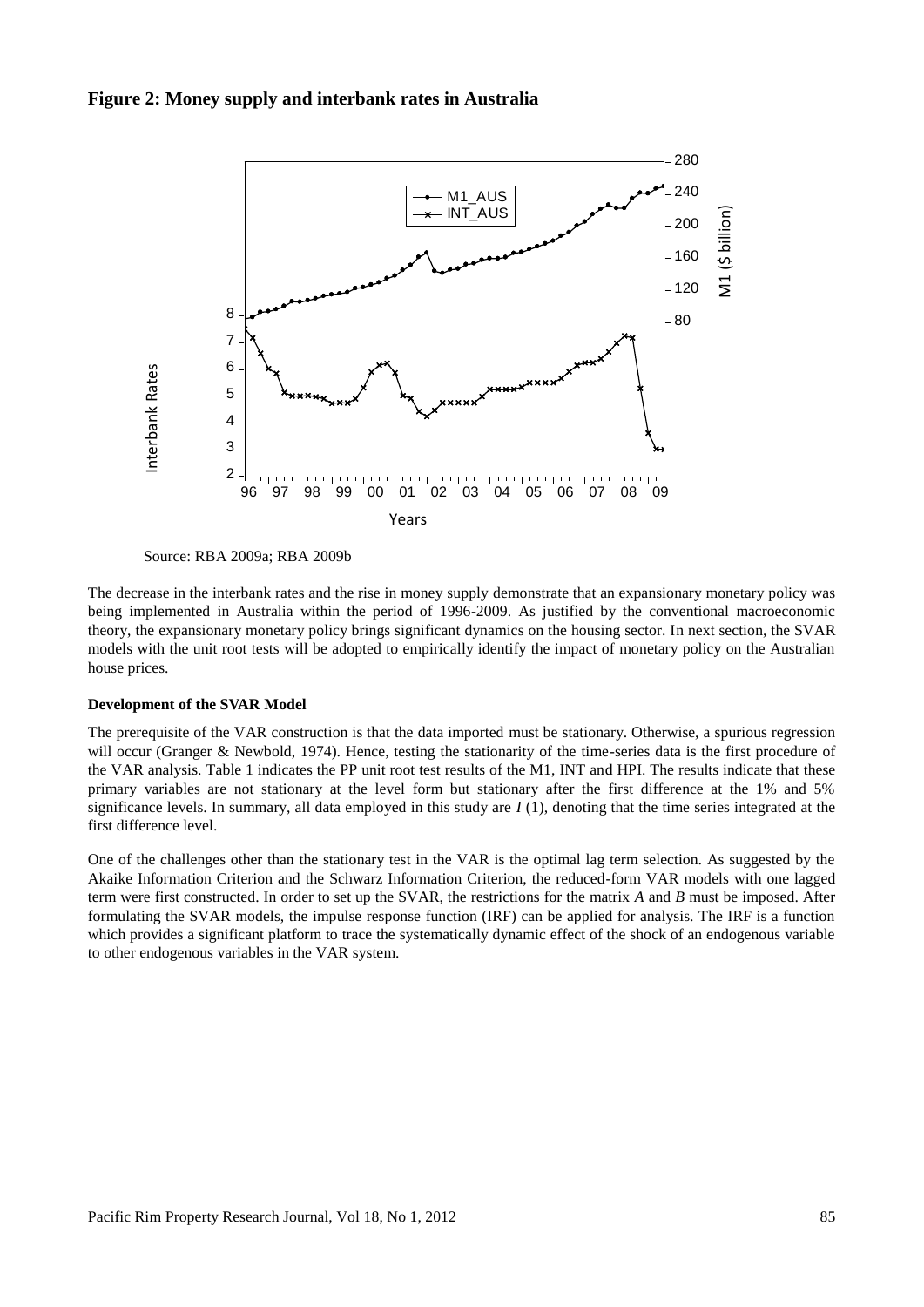**Figure 2: Money supply and interbank rates in Australia**

Source: RBA 2009a; RBA 2009b

The decrease in the interbank rates and the rise in money supply demonstrate that an expansionary monetary policy was being implemented in Australia within the period of 1996-2009. As justified by the conventional macroeconomic theory, the expansionary monetary policy brings significant dynamics on the housing sector. In next section, the SVAR models with the unit root tests will be adopted to empirically identify the impact of monetary policy on the Australian house prices.

**Development of the SVAR Model**

The prerequisite of the VAR construction is that the data imported must be stationary. Otherwise, a spurious regression will occur (Granger & Newbold, 1974). Hence, testing the stationarity of the time-series data is the first procedure of the VAR analysis. Table 1 indicates the PP unit root test results of the M1, INT and HPI. The results indicate that these primary variables are not stationary at the level form but stationary after the first difference at the 1% and 5% significance levels. In summary, all data employed in this study are $I$ (1), denoting that the time series integrated at the first difference level.

One of the challenges other than the stationary test in the VAR is the optimal lag term selection. As suggested by the Akaike Information Criterion and the Schwarz Information Criterion, the reduced-form VAR models with one lagged term were first constructed. In order to set up the SVAR, the restrictions for the matrix $A$ and $B$ must be imposed. After formulating the SVAR models, the impulse response function (IRF) can be applied for analysis. The IRF is a function which provides a significant platform to trace the systematically dynamic effect of the shock of an endogenous variable to other endogenous variables in the VAR system.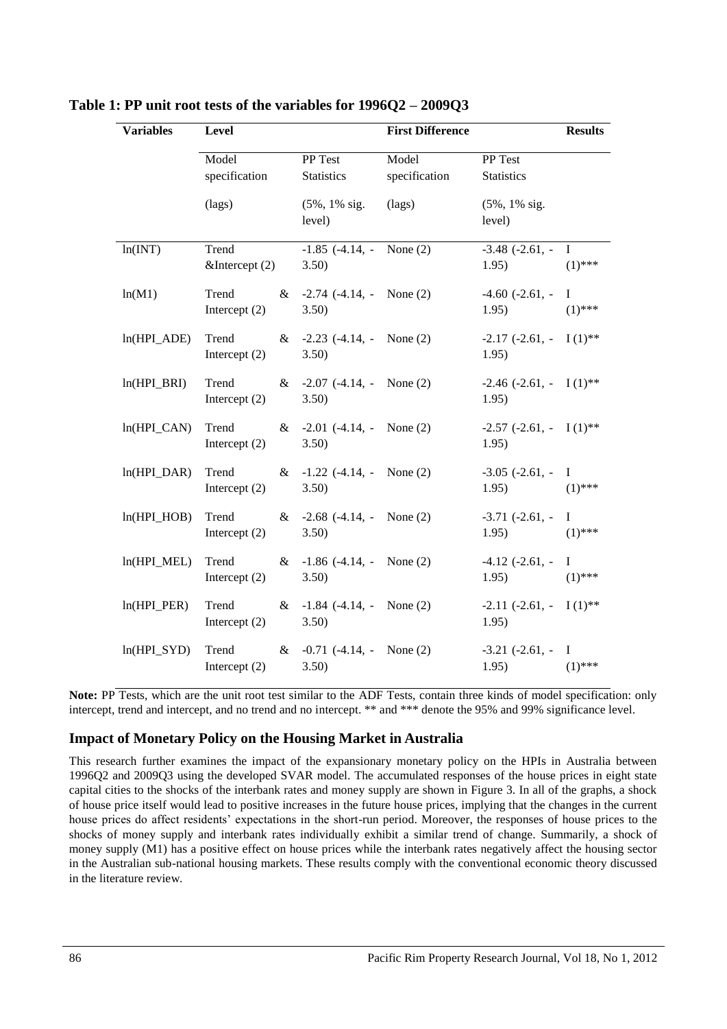**Table 1: PP unit root tests of the variables for 1996Q2 – 2009Q3**

| Variables | Level | | First Difference | | Results |
|---|---|---|---|---|---|
| | Model specification (lags) | PP Test Statistics (5%, 1% sig. level) | Model specification (lags) | PP Test Statistics (5%, 1% sig. level) | |
| ln(INT) | Trend &Intercept (2) | -1.85 (-4.14, -3.50) | None (2) | -3.48 (-2.61, -1.95) | I (1)*** |
| ln(M1) | Trend & Intercept (2) | -2.74 (-4.14, -3.50) | None (2) | -4.60 (-2.61, -1.95) | I (1)*** |
| ln(HPI_ADE) | Trend & Intercept (2) | -2.23 (-4.14, -3.50) | None (2) | -2.17 (-2.61, -1.95) | I (1)** |
| ln(HPI_BRI) | Trend & Intercept (2) | -2.07 (-4.14, -3.50) | None (2) | -2.46 (-2.61, -1.95) | I (1)** |
| ln(HPI_CAN) | Trend & Intercept (2) | -2.01 (-4.14, -3.50) | None (2) | -2.57 (-2.61, -1.95) | I (1)** |
| ln(HPI_DAR) | Trend & Intercept (2) | -1.22 (-4.14, -3.50) | None (2) | -3.05 (-2.61, -1.95) | I (1)*** |
| ln(HPI_HOB) | Trend & Intercept (2) | -2.68 (-4.14, -3.50) | None (2) | -3.71 (-2.61, -1.95) | I (1)*** |
| ln(HPI_MEL) | Trend & Intercept (2) | -1.86 (-4.14, -3.50) | None (2) | -4.12 (-2.61, -1.95) | I (1)*** |
| ln(HPI_PER) | Trend & Intercept (2) | -1.84 (-4.14, -3.50) | None (2) | -2.11 (-2.61, -1.95) | I (1)** |
| ln(HPI_SYD) | Trend & Intercept (2) | -0.71 (-4.14, -3.50) | None (2) | -3.21 (-2.61, -1.95) | I (1)*** |

**Note:** PP Tests, which are the unit root test similar to the ADF Tests, contain three kinds of model specification: only intercept, trend and intercept, and no trend and no intercept. ** and *** denote the 95% and 99% significance level.

## Impact of Monetary Policy on the Housing Market in Australia

This research further examines the impact of the expansionary monetary policy on the HPIs in Australia between 1996Q2 and 2009Q3 using the developed SVAR model. The accumulated responses of the house prices in eight state capital cities to the shocks of the interbank rates and money supply are shown in Figure 3. In all of the graphs, a shock of house price itself would lead to positive increases in the future house prices, implying that the changes in the current house prices do affect residents' expectations in the short-run period. Moreover, the responses of house prices to the shocks of money supply and interbank rates individually exhibit a similar trend of change. Summarily, a shock of money supply (M1) has a positive effect on house prices while the interbank rates negatively affect the housing sector in the Australian sub-national housing markets. These results comply with the conventional economic theory discussed in the literature review.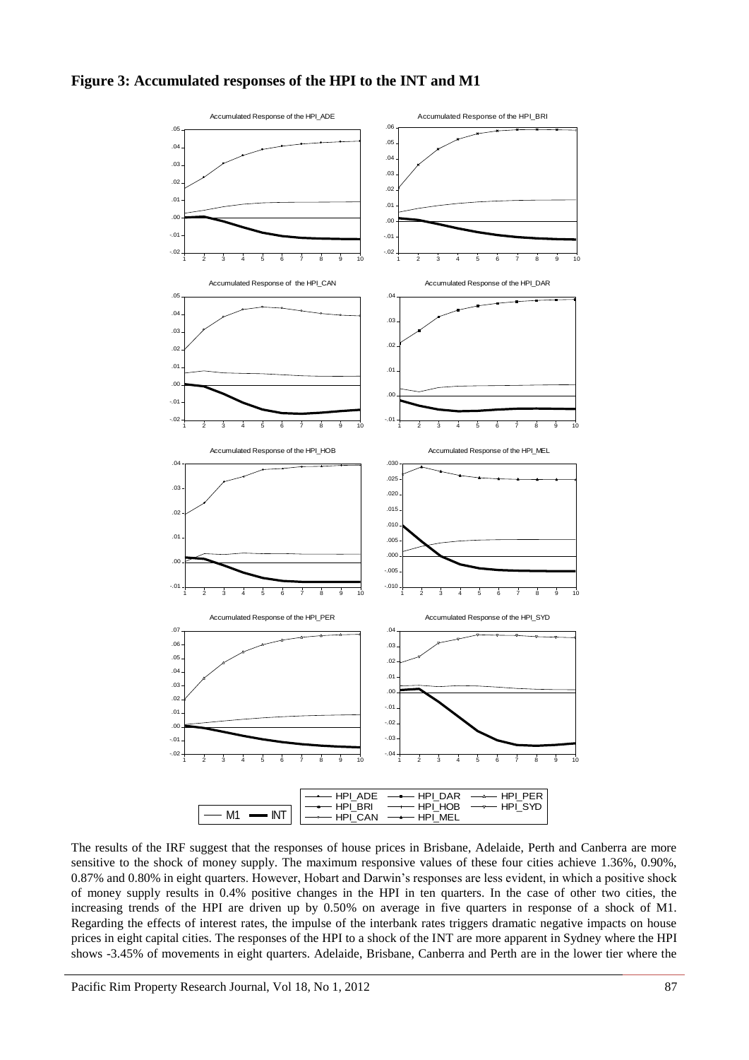**Figure 3: Accumulated responses of the HPI to the INT and M1**

The results of the IRF suggest that the responses of house prices in Brisbane, Adelaide, Perth and Canberra are more sensitive to the shock of money supply. The maximum responsive values of these four cities achieve 1.36%, 0.90%, 0.87% and 0.80% in eight quarters. However, Hobart and Darwin's responses are less evident, in which a positive shock of money supply results in 0.4% positive changes in the HPI in ten quarters. In the case of other two cities, the increasing trends of the HPI are driven up by 0.50% on average in five quarters in response of a shock of M1. Regarding the effects of interest rates, the impulse of the interbank rates triggers dramatic negative impacts on house prices in eight capital cities. The responses of the HPI to a shock of the INT are more apparent in Sydney where the HPI shows -3.45% of movements in eight quarters. Adelaide, Brisbane, Canberra and Perth are in the lower tier where the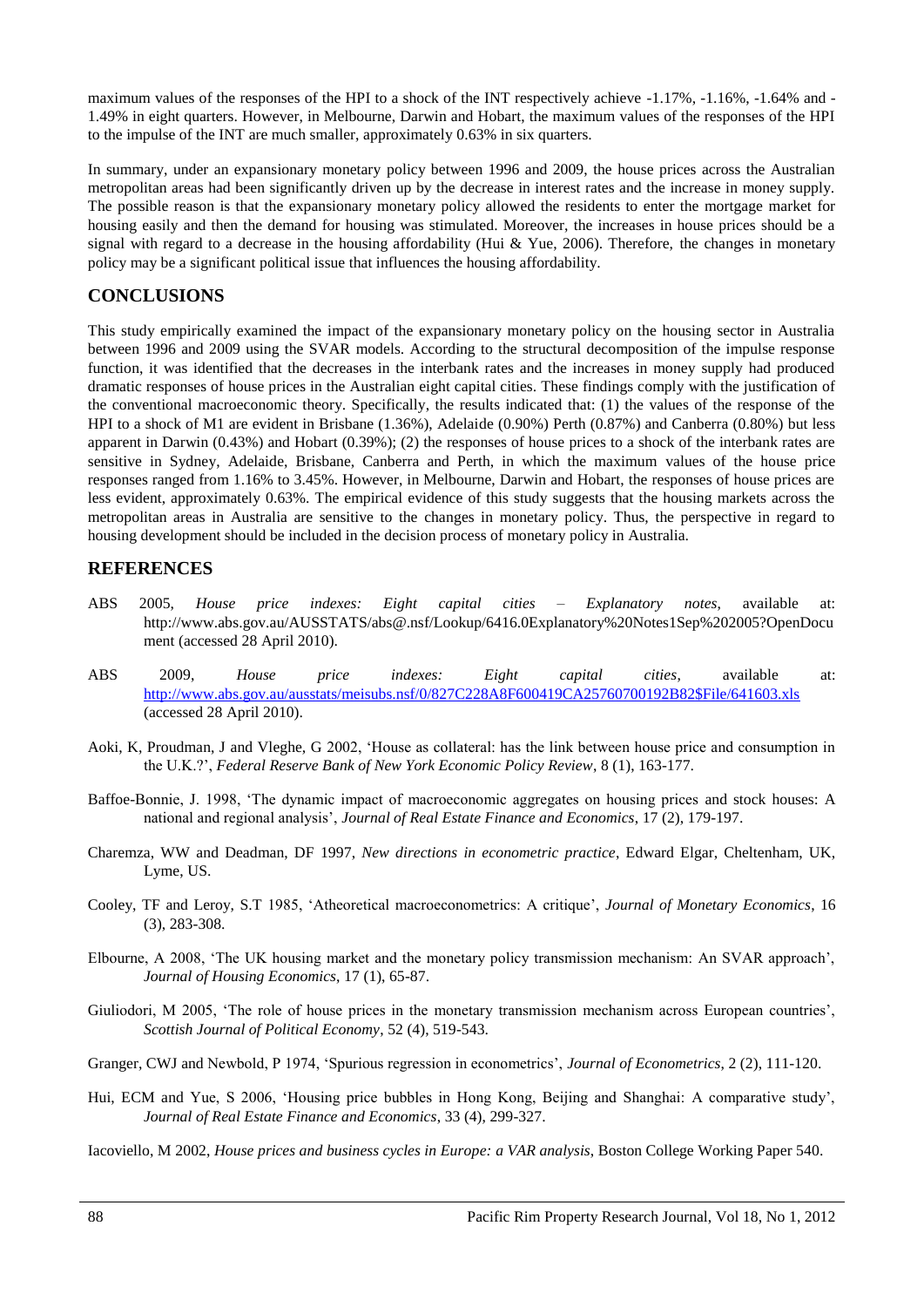maximum values of the responses of the HPI to a shock of the INT respectively achieve -1.17%, -1.16%, -1.64% and -1.49% in eight quarters. However, in Melbourne, Darwin and Hobart, the maximum values of the responses of the HPI to the impulse of the INT are much smaller, approximately 0.63% in six quarters.

In summary, under an expansionary monetary policy between 1996 and 2009, the house prices across the Australian metropolitan areas had been significantly driven up by the decrease in interest rates and the increase in money supply. The possible reason is that the expansionary monetary policy allowed the residents to enter the mortgage market for housing easily and then the demand for housing was stimulated. Moreover, the increases in house prices should be a signal with regard to a decrease in the housing affordability (Hui & Yue, 2006). Therefore, the changes in monetary policy may be a significant political issue that influences the housing affordability.

## CONCLUSIONS

This study empirically examined the impact of the expansionary monetary policy on the housing sector in Australia between 1996 and 2009 using the SVAR models. According to the structural decomposition of the impulse response function, it was identified that the decreases in the interbank rates and the increases in money supply had produced dramatic responses of house prices in the Australian eight capital cities. These findings comply with the justification of the conventional macroeconomic theory. Specifically, the results indicated that: (1) the values of the response of the HPI to a shock of M1 are evident in Brisbane (1.36%), Adelaide (0.90%) Perth (0.87%) and Canberra (0.80%) but less apparent in Darwin (0.43%) and Hobart (0.39%); (2) the responses of house prices to a shock of the interbank rates are sensitive in Sydney, Adelaide, Brisbane, Canberra and Perth, in which the maximum values of the house price responses ranged from 1.16% to 3.45%. However, in Melbourne, Darwin and Hobart, the responses of house prices are less evident, approximately 0.63%. The empirical evidence of this study suggests that the housing markets across the metropolitan areas in Australia are sensitive to the changes in monetary policy. Thus, the perspective in regard to housing development should be included in the decision process of monetary policy in Australia.

## REFERENCES

ABS 2005, *House price indexes: Eight capital cities – Explanatory notes*, available at: http://www.abs.gov.au/AUSSTATS/abs@.nsf/Lookup/6416.0Explanatory%20Notes1Sep%202005?OpenDocument (accessed 28 April 2010).

ABS 2009, *House price indexes: Eight capital cities*, available at: http://www.abs.gov.au/ausstats/meisubs.nsf/0/827C228A8F600419CA25760700192B82$File/641603.xls (accessed 28 April 2010).

Aoki, K, Proudman, J and Vleghe, G 2002, 'House as collateral: has the link between house price and consumption in the U.K.?', *Federal Reserve Bank of New York Economic Policy Review*, 8 (1), 163-177.

Baffoe-Bonnie, J. 1998, 'The dynamic impact of macroeconomic aggregates on housing prices and stock houses: A national and regional analysis', *Journal of Real Estate Finance and Economics*, 17 (2), 179-197.

Charemza, WW and Deadman, DF 1997, *New directions in econometric practice*, Edward Elgar, Cheltenham, UK, Lyme, US.

Cooley, TF and Leroy, S.T 1985, 'Atheoretical macroeconometrics: A critique', *Journal of Monetary Economics*, 16 (3), 283-308.

Elbourne, A 2008, 'The UK housing market and the monetary policy transmission mechanism: An SVAR approach', *Journal of Housing Economics*, 17 (1), 65-87.

Giuliodori, M 2005, 'The role of house prices in the monetary transmission mechanism across European countries', *Scottish Journal of Political Economy*, 52 (4), 519-543.

Granger, CWJ and Newbold, P 1974, 'Spurious regression in econometrics', *Journal of Econometrics*, 2 (2), 111-120.

Hui, ECM and Yue, S 2006, 'Housing price bubbles in Hong Kong, Beijing and Shanghai: A comparative study', *Journal of Real Estate Finance and Economics*, 33 (4), 299-327.

Iacoviello, M 2002, *House prices and business cycles in Europe: a VAR analysis*, Boston College Working Paper 540.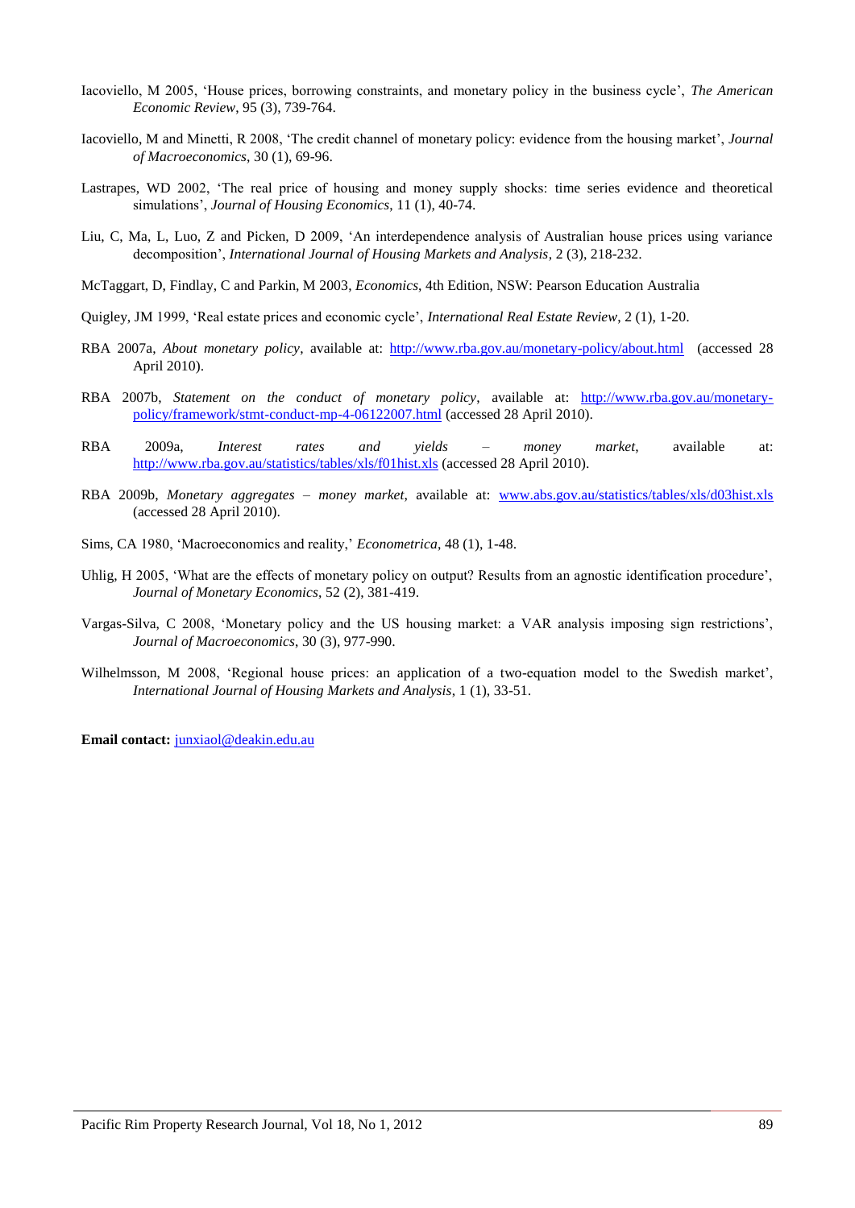Iacoviello, M 2005, 'House prices, borrowing constraints, and monetary policy in the business cycle', *The American Economic Review*, 95 (3), 739-764.

Iacoviello, M and Minetti, R 2008, 'The credit channel of monetary policy: evidence from the housing market', *Journal of Macroeconomics*, 30 (1), 69-96.

Lastrapes, WD 2002, 'The real price of housing and money supply shocks: time series evidence and theoretical simulations', *Journal of Housing Economics*, 11 (1), 40-74.

Liu, C, Ma, L, Luo, Z and Picken, D 2009, 'An interdependence analysis of Australian house prices using variance decomposition', *International Journal of Housing Markets and Analysis*, 2 (3), 218-232.

McTaggart, D, Findlay, C and Parkin, M 2003, *Economics*, 4th Edition, NSW: Pearson Education Australia

Quigley, JM 1999, 'Real estate prices and economic cycle', *International Real Estate Review*, 2 (1), 1-20.

RBA 2007a, *About monetary policy*, available at: http://www.rba.gov.au/monetary-policy/about.html (accessed 28 April 2010).

RBA 2007b, *Statement on the conduct of monetary policy*, available at: http://www.rba.gov.au/monetary-policy/framework/stmt-conduct-mp-4-06122007.html (accessed 28 April 2010).

RBA 2009a, *Interest rates and yields – money market*, available at: http://www.rba.gov.au/statistics/tables/xls/f01hist.xls (accessed 28 April 2010).

RBA 2009b, *Monetary aggregates – money market*, available at: www.abs.gov.au/statistics/tables/xls/d03hist.xls (accessed 28 April 2010).

Sims, CA 1980, 'Macroeconomics and reality,' *Econometrica*, 48 (1), 1-48.

Uhlig, H 2005, 'What are the effects of monetary policy on output? Results from an agnostic identification procedure', *Journal of Monetary Economics*, 52 (2), 381-419.

Vargas-Silva, C 2008, 'Monetary policy and the US housing market: a VAR analysis imposing sign restrictions', *Journal of Macroeconomics*, 30 (3), 977-990.

Wilhelmsson, M 2008, 'Regional house prices: an application of a two-equation model to the Swedish market', *International Journal of Housing Markets and Analysis*, 1 (1), 33-51.

**Email contact:** junxiaol@deakin.edu.au